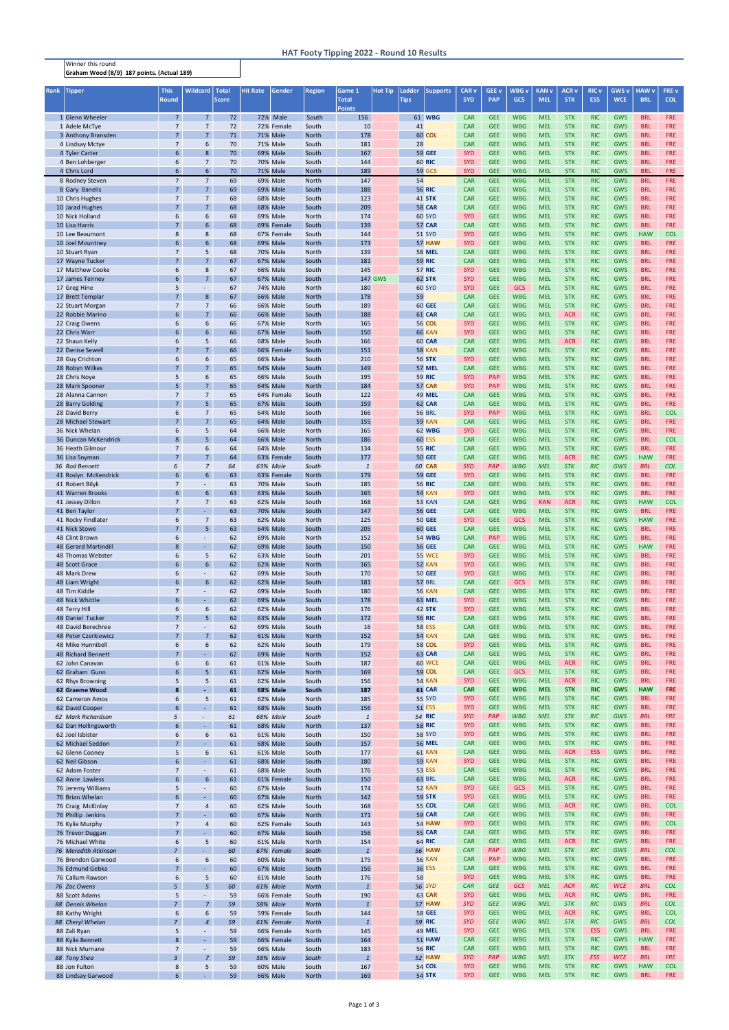# HAT Footy Tipping 2022 - Round 10 Results

Winner this round
**Graham Wood (8/9) 187 points. (Actual 189)**

| Rank | Tipper | This Round | Wildcard | Total Score | Hit Rate | Gender | Region | Game 1 Total Points | Hot Tip | Ladder Tips | Supports | CAR v SYD | GEE v PAP | WBG v GCS | KAN v MEL | ACR v STK | RIC v ESS | GWS v WCE | HAW v BRL | FRE v COL |
|---|---|---|---|---|---|---|---|---|---|---|---|---|---|---|---|---|---|---|---|---|
| 1 | Glenn Wheeler | 7 | 7 | 72 | 72% | Male | South | 156 | | 61 | WBG | CAR | GEE | WBG | MEL | STK | RIC | GWS | BRL | FRE |
| 1 | Adele McTye | 7 | 7 | 72 | 72% | Female | South | 10 | | 41 | | CAR | GEE | WBG | MEL | STK | RIC | GWS | BRL | FRE |
| 3 | Anthony Bransden | 7 | 7 | 71 | 71% | Male | North | 178 | | 60 | COL | CAR | GEE | WBG | MEL | STK | RIC | GWS | BRL | FRE |
| 4 | Lindsay McTye | 7 | 6 | 70 | 71% | Male | South | 181 | | 28 | | CAR | GEE | WBG | MEL | STK | RIC | GWS | BRL | FRE |
| 4 | Tyler Carter | 6 | 8 | 70 | 69% | Male | South | 167 | | 59 | GEE | SYD | GEE | WBG | MEL | STK | RIC | GWS | BRL | FRE |
| 4 | Ben Lohberger | 6 | 7 | 70 | 70% | Male | South | 144 | | 60 | RIC | SYD | GEE | WBG | MEL | STK | RIC | GWS | BRL | FRE |
| 4 | Chris Lord | 6 | 6 | 70 | 71% | Male | North | 189 | | 59 | GCS | SYD | GEE | WBG | MEL | STK | RIC | GWS | BRL | FRE |
| 8 | Rodney Steven | 7 | 7 | 69 | 69% | Male | North | 147 | | 54 | | CAR | GEE | WBG | MEL | STK | RIC | GWS | BRL | FRE |
| 8 | Gary Banelis | 7 | 7 | 69 | 69% | Male | South | 188 | | 56 | RIC | CAR | GEE | WBG | MEL | STK | RIC | GWS | BRL | FRE |
| 10 | Chris Hughes | 7 | 7 | 68 | 68% | Male | South | 123 | | 41 | STK | CAR | GEE | WBG | MEL | STK | RIC | GWS | BRL | FRE |
| 10 | Jarad Hughes | 7 | 7 | 68 | 68% | Male | South | 209 | | 58 | CAR | CAR | GEE | WBG | MEL | STK | RIC | GWS | BRL | FRE |
| 10 | Nick Holland | 6 | 6 | 68 | 69% | Male | North | 174 | | 60 | SYD | SYD | GEE | WBG | MEL | STK | RIC | GWS | BRL | FRE |
| 10 | Lisa Harris | 7 | 6 | 68 | 69% | Female | South | 139 | | 57 | CAR | CAR | GEE | WBG | MEL | STK | RIC | GWS | BRL | FRE |
| 10 | Lee Beaumont | 8 | 8 | 68 | 67% | Female | South | 144 | | 51 | SYD | SYD | GEE | WBG | MEL | STK | RIC | GWS | HAW | COL |
| 10 | Joel Mountney | 6 | 6 | 68 | 69% | Male | North | 173 | | 57 | HAW | SYD | GEE | WBG | MEL | STK | RIC | GWS | BRL | FRE |
| 10 | Stuart Ryan | 7 | 5 | 68 | 70% | Male | North | 139 | | 58 | MEL | CAR | GEE | WBG | MEL | STK | RIC | GWS | BRL | FRE |
| 17 | Wayne Tucker | 7 | 7 | 67 | 67% | Male | South | 181 | | 59 | RIC | CAR | GEE | WBG | MEL | STK | RIC | GWS | BRL | FRE |
| 17 | Matthew Cooke | 6 | 8 | 67 | 66% | Male | South | 145 | | 57 | RIC | SYD | GEE | WBG | MEL | STK | RIC | GWS | BRL | FRE |
| 17 | James Teirney | 6 | 7 | 67 | 67% | Male | South | 147 | GWS | 62 | STK | SYD | GEE | WBG | MEL | STK | RIC | GWS | BRL | FRE |
| 17 | Greg Hine | 5 | - | 67 | 74% | Male | North | 180 | | 60 | SYD | SYD | GEE | GCS | MEL | STK | RIC | GWS | BRL | FRE |
| 17 | Brett Templar | 7 | 8 | 67 | 66% | Male | North | 178 | | 59 | | CAR | GEE | WBG | MEL | STK | RIC | GWS | BRL | FRE |
| 22 | Stuart Morgan | 7 | 7 | 66 | 66% | Male | South | 189 | | 60 | GEE | CAR | GEE | WBG | MEL | STK | RIC | GWS | BRL | FRE |
| 22 | Robbie Marino | 6 | 7 | 66 | 66% | Male | South | 188 | | 61 | CAR | CAR | GEE | WBG | MEL | ACR | RIC | GWS | BRL | FRE |
| 22 | Craig Owens | 6 | 6 | 66 | 67% | Male | North | 165 | | 56 | COL | SYD | GEE | WBG | MEL | STK | RIC | GWS | BRL | FRE |
| 22 | Chris Warr | 6 | 6 | 66 | 67% | Male | South | 150 | | 66 | KAN | SYD | GEE | WBG | MEL | STK | RIC | GWS | BRL | FRE |
| 22 | Shaun Kelly | 6 | 5 | 66 | 68% | Male | South | 166 | | 60 | CAR | CAR | GEE | WBG | MEL | ACR | RIC | GWS | BRL | FRE |
| 22 | Denise Sewell | 7 | 7 | 66 | 66% | Female | South | 151 | | 58 | KAN | CAR | GEE | WBG | MEL | STK | RIC | GWS | BRL | FRE |
| 28 | Guy Crichton | 6 | 6 | 65 | 66% | Male | South | 210 | | 56 | STK | SYD | GEE | WBG | MEL | STK | RIC | GWS | BRL | FRE |
| 28 | Robyn Wilkes | 7 | 7 | 65 | 64% | Male | South | 149 | | 57 | MEL | CAR | GEE | WBG | MEL | STK | RIC | GWS | BRL | FRE |
| 28 | Chris Noye | 5 | 6 | 65 | 66% | Male | South | 195 | | 59 | RIC | SYD | PAP | WBG | MEL | STK | RIC | GWS | BRL | FRE |
| 28 | Mark Spooner | 5 | 7 | 65 | 64% | Male | North | 184 | | 57 | CAR | SYD | PAP | WBG | MEL | STK | RIC | GWS | BRL | FRE |
| 28 | Alanna Cannon | 7 | 7 | 65 | 64% | Female | South | 122 | | 49 | MEL | CAR | GEE | WBG | MEL | STK | RIC | GWS | BRL | FRE |
| 28 | Barry Golding | 7 | 5 | 65 | 67% | Male | South | 159 | | 62 | CAR | CAR | GEE | WBG | MEL | STK | RIC | GWS | BRL | FRE |
| 28 | David Berry | 6 | 7 | 65 | 64% | Male | South | 166 | | 56 | BRL | SYD | PAP | WBG | MEL | STK | RIC | GWS | BRL | COL |
| 28 | Michael Stewart | 7 | 7 | 65 | 64% | Male | South | 155 | | 59 | KAN | CAR | GEE | WBG | MEL | STK | RIC | GWS | BRL | FRE |
| 36 | Nick Whelan | 6 | 5 | 64 | 66% | Male | North | 165 | | 62 | WBG | SYD | GEE | WBG | MEL | STK | RIC | GWS | BRL | FRE |
| 36 | Duncan McKendrick | 8 | 5 | 64 | 66% | Male | North | 186 | | 60 | ESS | CAR | GEE | WBG | MEL | STK | RIC | GWS | BRL | COL |
| 36 | Heath Gilmour | 7 | 6 | 64 | 64% | Male | South | 134 | | 55 | RIC | CAR | GEE | WBG | MEL | STK | RIC | GWS | BRL | FRE |
| 36 | Lisa Snyman | 7 | 7 | 64 | 63% | Female | South | 177 | | 50 | GEE | CAR | GEE | WBG | MEL | ACR | RIC | GWS | HAW | FRE |
| *36* | *Rod Bennett* | *6* | *7* | *64* | *63%* | *Male* | *South* | *1* | | *60* | *CAR* | *SYD* | *PAP* | *WBG* | *MEL* | *STK* | *RIC* | *GWS* | *BRL* | *COL* |
| 41 | Roslyn McKendrick | 6 | 6 | 63 | 63% | Female | North | 179 | | 59 | GEE | SYD | GEE | WBG | MEL | STK | RIC | GWS | BRL | FRE |
| 41 | Robert Bilyk | 7 | - | 63 | 70% | Male | South | 185 | | 56 | RIC | CAR | GEE | WBG | MEL | STK | RIC | GWS | BRL | FRE |
| 41 | Warren Brooks | 6 | 6 | 63 | 63% | Male | South | 165 | | 54 | KAN | SYD | GEE | WBG | MEL | STK | RIC | GWS | BRL | FRE |
| 41 | Jessey Dillon | 7 | 7 | 63 | 62% | Male | South | 168 | | 53 | KAN | CAR | GEE | WBG | KAN | ACR | RIC | GWS | HAW | COL |
| 41 | Ben Taylor | 7 | - | 63 | 70% | Male | South | 147 | | 56 | GEE | CAR | GEE | WBG | MEL | STK | RIC | GWS | BRL | FRE |
| 41 | Rocky Findlater | 6 | 7 | 63 | 62% | Male | North | 125 | | 50 | GEE | SYD | GEE | GCS | MEL | STK | RIC | GWS | HAW | FRE |
| 41 | Nick Stowe | 7 | 5 | 63 | 64% | Male | South | 205 | | 60 | GEE | CAR | GEE | WBG | MEL | STK | RIC | GWS | BRL | FRE |
| 48 | Clint Brown | 6 | - | 62 | 69% | Male | South | 152 | | 54 | WBG | CAR | PAP | WBG | MEL | STK | RIC | GWS | BRL | FRE |
| 48 | Gerard Martindill | 8 | - | 62 | 69% | Male | South | 150 | | 56 | GEE | CAR | GEE | WBG | MEL | STK | RIC | GWS | HAW | FRE |
| 48 | Thomas Webster | 6 | 5 | 62 | 63% | Male | South | 201 | | 55 | WCE | SYD | GEE | WBG | MEL | STK | RIC | GWS | BRL | FRE |
| 48 | Scott Grace | 6 | 6 | 62 | 62% | Male | North | 165 | | 52 | KAN | SYD | GEE | WBG | MEL | STK | RIC | GWS | BRL | FRE |
| 48 | Mark Drew | 6 | - | 62 | 69% | Male | South | 170 | | 50 | GEE | SYD | GEE | WBG | MEL | STK | RIC | GWS | BRL | FRE |
| 48 | Liam Wright | 6 | 6 | 62 | 62% | Male | South | 181 | | 57 | BRL | CAR | GEE | GCS | MEL | STK | RIC | GWS | BRL | FRE |
| 48 | Tim Kiddle | 7 | - | 62 | 69% | Male | South | 180 | | 56 | KAN | CAR | GEE | WBG | MEL | STK | RIC | GWS | BRL | FRE |
| 48 | Nick Whittle | 6 | - | 62 | 69% | Male | South | 178 | | 63 | MEL | SYD | GEE | WBG | MEL | STK | RIC | GWS | BRL | FRE |
| 48 | Terry Hill | 6 | 6 | 62 | 62% | Male | South | 176 | | 42 | STK | SYD | GEE | WBG | MEL | STK | RIC | GWS | BRL | FRE |
| 48 | Daniel Tucker | 7 | 5 | 62 | 63% | Male | South | 172 | | 56 | RIC | CAR | GEE | WBG | MEL | STK | RIC | GWS | BRL | FRE |
| 48 | David Berechree | 7 | - | 62 | 69% | Male | South | 16 | | 58 | ESS | CAR | GEE | WBG | MEL | STK | RIC | GWS | BRL | FRE |
| 48 | Peter Czerkiewicz | 7 | 7 | 62 | 61% | Male | North | 152 | | 54 | KAN | CAR | GEE | WBG | MEL | STK | RIC | GWS | BRL | FRE |
| 48 | Mike Hunnibell | 6 | 6 | 62 | 62% | Male | South | 179 | | 58 | COL | SYD | GEE | WBG | MEL | STK | RIC | GWS | BRL | FRE |
| 48 | Richard Bennett | 7 | - | 62 | 69% | Male | North | 152 | | 63 | CAR | CAR | GEE | WBG | MEL | STK | RIC | GWS | BRL | FRE |
| 62 | John Canavan | 6 | 6 | 61 | 61% | Male | South | 187 | | 60 | WCE | CAR | GEE | WBG | MEL | ACR | RIC | GWS | BRL | FRE |
| 62 | Graham Goan | 6 | 5 | 61 | 62% | Male | North | 169 | | 59 | COL | CAR | GEE | GCS | MEL | STK | RIC | GWS | BRL | FRE |
| 62 | Rhys Browning | 5 | 5 | 61 | 62% | Male | South | 156 | | 54 | KAN | SYD | GEE | WBG | MEL | ACR | RIC | GWS | BRL | FRE |
| **62** | **Graeme Wood** | **8** | **-** | **61** | **68%** | **Male** | **South** | **187** | | **61** | **CAR** | **CAR** | **GEE** | **WBG** | **MEL** | **STK** | **RIC** | **GWS** | **HAW** | **FRE** |
| 62 | Cameron Amos | 6 | 5 | 61 | 62% | Male | North | 185 | | 55 | SYD | SYD | GEE | WBG | MEL | STK | RIC | GWS | BRL | FRE |
| 62 | David Cooper | 6 | - | 61 | 68% | Male | South | 156 | | 51 | ESS | SYD | GEE | WBG | MEL | STK | RIC | GWS | BRL | FRE |
| *62* | *Mark Richardson* | *5* | *-* | *61* | *68%* | *Male* | *South* | *1* | | *54* | *RIC* | *SYD* | *PAP* | *WBG* | *MEL* | *STK* | *RIC* | *GWS* | *BRL* | *FRE* |
| 62 | Dan Hollingsworth | 6 | - | 61 | 68% | Male | North | 137 | | 58 | RIC | SYD | GEE | WBG | MEL | STK | RIC | GWS | BRL | FRE |
| 62 | Joel Isbister | 6 | 6 | 61 | 61% | Male | South | 150 | | 58 | SYD | SYD | GEE | WBG | MEL | STK | RIC | GWS | BRL | FRE |
| 62 | Michael Seddon | 7 | - | 61 | 68% | Male | South | 157 | | 56 | MEL | CAR | GEE | WBG | MEL | STK | RIC | GWS | BRL | FRE |
| 62 | Glenn Cooney | 5 | 6 | 61 | 61% | Male | South | 177 | | 61 | KAN | CAR | GEE | WBG | MEL | ACR | ESS | GWS | BRL | FRE |
| 62 | Neil Gibson | 6 | - | 61 | 68% | Male | South | 180 | | 59 | KAN | SYD | GEE | WBG | MEL | STK | RIC | GWS | BRL | FRE |
| 62 | Adam Foster | 7 | - | 61 | 68% | Male | South | 176 | | 53 | ESS | CAR | GEE | WBG | MEL | STK | RIC | GWS | BRL | FRE |
| 62 | Anne Lawless | 6 | 6 | 61 | 61% | Female | South | 150 | | 63 | BRL | CAR | GEE | WBG | MEL | ACR | RIC | GWS | BRL | FRE |
| 76 | Jeremy Williams | 5 | - | 60 | 67% | Male | South | 174 | | 52 | KAN | SYD | GEE | GCS | MEL | STK | RIC | GWS | BRL | FRE |
| 76 | Brian Whelan | 6 | - | 60 | 67% | Male | North | 142 | | 59 | STK | SYD | GEE | WBG | MEL | STK | RIC | GWS | BRL | FRE |
| 76 | Craig McKinlay | 7 | 4 | 60 | 62% | Male | South | 168 | | 55 | COL | CAR | GEE | WBG | MEL | ACR | RIC | GWS | BRL | COL |
| 76 | Phillip Jenkins | 7 | - | 60 | 67% | Male | North | 171 | | 59 | CAR | CAR | GEE | WBG | MEL | STK | RIC | GWS | BRL | FRE |
| 76 | Kylie Murphy | 7 | 4 | 60 | 62% | Female | South | 143 | | 54 | HAW | SYD | GEE | WBG | MEL | STK | RIC | GWS | BRL | COL |
| 76 | Trevor Duggan | 7 | - | 60 | 67% | Male | South | 156 | | 55 | CAR | CAR | GEE | WBG | MEL | STK | RIC | GWS | BRL | FRE |
| 76 | Michael White | 6 | 5 | 60 | 61% | Male | North | 154 | | 64 | RIC | CAR | GEE | WBG | MEL | ACR | RIC | GWS | BRL | FRE |
| *76* | *Meredith Atkinson* | *7* | *-* | *60* | *67%* | *Female* | *South* | *1* | | *56* | *HAW* | *CAR* | *PAP* | *WBG* | *MEL* | *STK* | *RIC* | *GWS* | *BRL* | *COL* |
| 76 | Brendon Garwood | 6 | 6 | 60 | 60% | Male | North | 175 | | 56 | KAN | CAR | PAP | WBG | MEL | STK | RIC | GWS | BRL | FRE |
| 76 | Edmund Gebka | 7 | - | 60 | 67% | Male | South | 156 | | 36 | ESS | CAR | GEE | WBG | MEL | STK | RIC | GWS | BRL | FRE |
| 76 | Callum Rawson | 6 | 5 | 60 | 61% | Male | South | 176 | | 58 | | SYD | GEE | WBG | MEL | STK | RIC | GWS | BRL | FRE |
| *76* | *Zac Owens* | *5* | *5* | *60* | *61%* | *Male* | *North* | *1* | | *56* | *SYD* | *CAR* | *GEE* | *GCS* | *MEL* | *ACR* | *RIC* | *WCE* | *BRL* | *COL* |
| 88 | Scott Adams | 5 | - | 59 | 66% | Female | South | 190 | | 63 | CAR | SYD | GEE | WBG | MEL | ACR | RIC | GWS | BRL | FRE |
| *88* | *Dennis Whelan* | *7* | *7* | *59* | *58%* | *Male* | *North* | *1* | | *57* | *HAW* | *SYD* | *GEE* | *WBG* | *MEL* | *STK* | *RIC* | *GWS* | *BRL* | *COL* |
| 88 | Kathy Wright | 6 | 6 | 59 | 59% | Female | South | 144 | | 58 | GEE | SYD | GEE | WBG | MEL | ACR | RIC | GWS | BRL | COL |
| *88* | *Cheryl Whelan* | *7* | *4* | *59* | *61%* | *Female* | *North* | *1* | | *59* | *RIC* | *SYD* | *GEE* | *WBG* | *MEL* | *STK* | *RIC* | *GWS* | *BRL* | *COL* |
| 88 | Zali Ryan | 5 | - | 59 | 66% | Female | North | 145 | | 49 | MEL | SYD | GEE | WBG | MEL | STK | ESS | GWS | BRL | FRE |
| 88 | Kylie Bennett | 8 | - | 59 | 66% | Female | South | 164 | | 51 | HAW | CAR | GEE | WBG | MEL | STK | RIC | GWS | HAW | FRE |
| 88 | Nick Murnane | 7 | - | 59 | 66% | Male | South | 183 | | 56 | RIC | CAR | GEE | WBG | MEL | STK | RIC | GWS | BRL | FRE |
| *88* | *Tony Shea* | *3* | *7* | *59* | *58%* | *Male* | *South* | *1* | | *52* | *HAW* | *SYD* | *PAP* | *WBG* | *MEL* | *STK* | *ESS* | *WCE* | *BRL* | *FRE* |
| 88 | Jon Fulton | 8 | 5 | 59 | 60% | Male | South | 167 | | 54 | COL | SYD | GEE | WBG | MEL | STK | RIC | GWS | HAW | COL |
| 88 | Lindsay Garwood | 6 | - | 59 | 66% | Male | North | 169 | | 54 | STK | SYD | GEE | WBG | MEL | STK | RIC | GWS | BRL | FRE |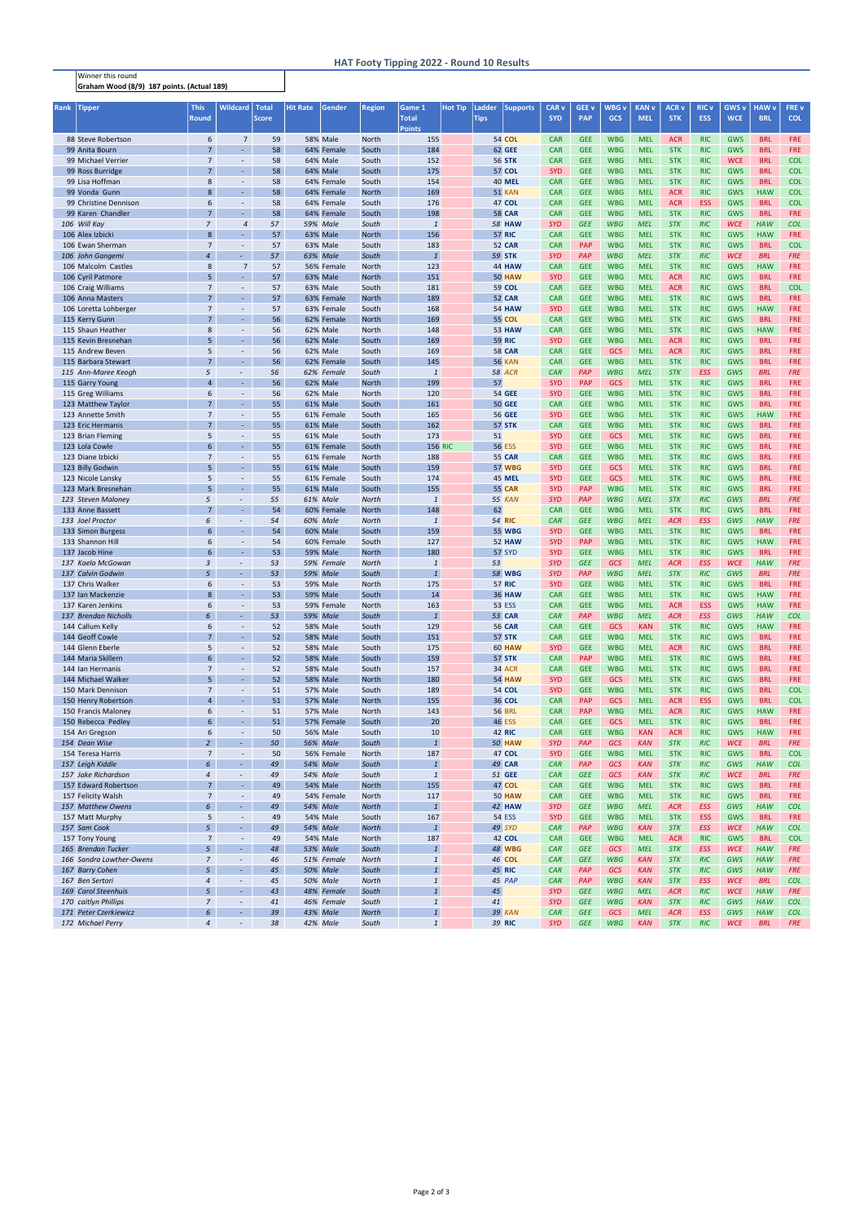## HAT Footy Tipping 2022 - Round 10 Results

Winner this round
**Graham Wood (8/9) 187 points. (Actual 189)**

| Rank | Tipper | This Round | Wildcard | Total Score | Hit Rate | Gender | Region | Game 1 Total Points | Hot Tip | Ladder Tips | Supports | CAR v SYD | GEE v PAP | WBG v GCS | KAN v MEL | ACR v STK | RIC v ESS | GWS v WCE | HAW v BRL | FRE v COL |
|---|---|---|---|---|---|---|---|---|---|---|---|---|---|---|---|---|---|---|---|---|
| 88 | Steve Robertson | 6 | 7 | 59 | 58% | Male | North | 155 | | 54 | COL | CAR | GEE | WBG | MEL | ACR | RIC | GWS | BRL | FRE |
| 99 | Anita Bourn | 7 | - | 58 | 64% | Female | South | 184 | | 62 | GEE | CAR | GEE | WBG | MEL | STK | RIC | GWS | BRL | FRE |
| 99 | Michael Verrier | 7 | - | 58 | 64% | Male | South | 152 | | 56 | STK | CAR | GEE | WBG | MEL | STK | RIC | WCE | BRL | COL |
| 99 | Ross Burridge | 7 | - | 58 | 64% | Male | South | 175 | | 57 | COL | SYD | GEE | WBG | MEL | STK | RIC | GWS | BRL | COL |
| 99 | Lisa Hoffman | 8 | - | 58 | 64% | Female | South | 154 | | 40 | MEL | CAR | GEE | WBG | MEL | STK | RIC | GWS | BRL | COL |
| 99 | Vonda Gunn | 8 | - | 58 | 64% | Female | North | 169 | | 51 | KAN | CAR | GEE | WBG | MEL | ACR | RIC | GWS | HAW | COL |
| 99 | Christine Dennison | 6 | - | 58 | 64% | Female | South | 176 | | 47 | COL | CAR | GEE | WBG | MEL | ACR | ESS | GWS | BRL | COL |
| 99 | Karen Chandler | 7 | - | 58 | 64% | Female | South | 198 | | 58 | CAR | CAR | GEE | WBG | MEL | STK | RIC | GWS | BRL | FRE |
| *106* | *Will Kay* | *7* | *4* | *57* | *59%* | *Male* | *South* | *1* | | *58* | *HAW* | *SYD* | *GEE* | *WBG* | *MEL* | *STK* | *RIC* | *WCE* | *HAW* | *COL* |
| 106 | Alex Izbicki | 8 | - | 57 | 63% | Male | North | 156 | | 57 | RIC | CAR | GEE | WBG | MEL | STK | RIC | GWS | HAW | FRE |
| 106 | Ewan Sherman | 7 | - | 57 | 63% | Male | South | 183 | | 52 | CAR | CAR | PAP | WBG | MEL | STK | RIC | GWS | BRL | COL |
| *106* | *John Gangemi* | *4* | *-* | *57* | *63%* | *Male* | *South* | *1* | | *59* | *STK* | *SYD* | *PAP* | *WBG* | *MEL* | *STK* | *RIC* | *WCE* | *BRL* | *FRE* |
| 106 | Malcolm Castles | 8 | 7 | 57 | 56% | Female | North | 123 | | 44 | HAW | CAR | GEE | WBG | MEL | STK | RIC | GWS | HAW | FRE |
| 106 | Cyril Patmore | 5 | - | 57 | 63% | Male | North | 151 | | 50 | HAW | SYD | GEE | WBG | MEL | ACR | RIC | GWS | BRL | FRE |
| 106 | Craig Williams | 7 | - | 57 | 63% | Male | South | 181 | | 59 | COL | CAR | GEE | WBG | MEL | ACR | RIC | GWS | BRL | COL |
| 106 | Anna Masters | 7 | - | 57 | 63% | Female | North | 189 | | 52 | CAR | CAR | GEE | WBG | MEL | STK | RIC | GWS | BRL | FRE |
| 106 | Loretta Lohberger | 7 | - | 57 | 63% | Female | South | 168 | | 54 | HAW | SYD | GEE | WBG | MEL | STK | RIC | GWS | HAW | FRE |
| 115 | Kerry Gunn | 7 | - | 56 | 62% | Female | North | 169 | | 55 | COL | CAR | GEE | WBG | MEL | STK | RIC | GWS | BRL | FRE |
| 115 | Shaun Heather | 8 | - | 56 | 62% | Male | North | 148 | | 53 | HAW | CAR | GEE | WBG | MEL | STK | RIC | GWS | HAW | FRE |
| 115 | Kevin Bresnehan | 5 | - | 56 | 62% | Male | South | 169 | | 59 | RIC | SYD | GEE | WBG | MEL | ACR | RIC | GWS | BRL | FRE |
| 115 | Andrew Beven | 5 | - | 56 | 62% | Male | South | 169 | | 58 | CAR | CAR | GEE | GCS | MEL | ACR | RIC | GWS | BRL | FRE |
| 115 | Barbara Stewart | 7 | - | 56 | 62% | Female | South | 145 | | 56 | KAN | CAR | GEE | WBG | MEL | STK | RIC | GWS | BRL | FRE |
| *115* | *Ann-Maree Keogh* | *5* | *-* | *56* | *62%* | *Female* | *South* | *1* | | *58* | *ACR* | *CAR* | *PAP* | *WBG* | *MEL* | *STK* | *ESS* | *GWS* | *BRL* | *FRE* |
| 115 | Garry Young | 4 | - | 56 | 62% | Male | North | 199 | | 57 | | SYD | PAP | GCS | MEL | STK | RIC | GWS | BRL | FRE |
| 115 | Greg Williams | 6 | - | 56 | 62% | Male | North | 120 | | 54 | GEE | SYD | GEE | WBG | MEL | STK | RIC | GWS | BRL | FRE |
| 123 | Matthew Taylor | 7 | - | 55 | 61% | Male | South | 161 | | 50 | GEE | CAR | GEE | WBG | MEL | STK | RIC | GWS | BRL | FRE |
| 123 | Annette Smith | 7 | - | 55 | 61% | Female | South | 165 | | 56 | GEE | SYD | GEE | WBG | MEL | STK | RIC | GWS | HAW | FRE |
| 123 | Eric Hermanis | 7 | - | 55 | 61% | Male | South | 162 | | 57 | STK | CAR | GEE | WBG | MEL | STK | RIC | GWS | BRL | FRE |
| 123 | Brian Fleming | 5 | - | 55 | 61% | Male | South | 173 | | 51 | | SYD | GEE | GCS | MEL | STK | RIC | GWS | BRL | FRE |
| 123 | Lola Cowle | 6 | - | 55 | 61% | Female | South | 156 | RIC | 56 | ESS | SYD | GEE | WBG | MEL | STK | RIC | GWS | BRL | FRE |
| 123 | Diane Izbicki | 7 | - | 55 | 61% | Female | North | 188 | | 55 | CAR | CAR | GEE | WBG | MEL | STK | RIC | GWS | BRL | FRE |
| 123 | Billy Godwin | 5 | - | 55 | 61% | Male | South | 159 | | 57 | WBG | SYD | GEE | GCS | MEL | STK | RIC | GWS | BRL | FRE |
| 123 | Nicole Lansky | 5 | - | 55 | 61% | Female | South | 174 | | 45 | MEL | SYD | GEE | GCS | MEL | STK | RIC | GWS | BRL | FRE |
| 123 | Mark Bresnehan | 5 | - | 55 | 61% | Male | South | 155 | | 55 | CAR | SYD | PAP | WBG | MEL | STK | RIC | GWS | BRL | FRE |
| *123* | *Steven Maloney* | *5* | *-* | *55* | *61%* | *Male* | *North* | *1* | | *55* | *KAN* | *SYD* | *PAP* | *WBG* | *MEL* | *STK* | *RIC* | *GWS* | *BRL* | *FRE* |
| 133 | Anne Bassett | 7 | - | 54 | 60% | Female | North | 148 | | 62 | | CAR | GEE | WBG | MEL | STK | RIC | GWS | BRL | FRE |
| *133* | *Joel Proctor* | *6* | *-* | *54* | *60%* | *Male* | *North* | *1* | | *54* | *RIC* | *CAR* | *GEE* | *WBG* | *MEL* | *ACR* | *ESS* | *GWS* | *HAW* | *FRE* |
| 133 | Simon Burgess | 6 | - | 54 | 60% | Male | South | 159 | | 55 | WBG | SYD | GEE | WBG | MEL | STK | RIC | GWS | BRL | FRE |
| 133 | Shannon Hill | 6 | - | 54 | 60% | Female | South | 127 | | 52 | HAW | SYD | PAP | WBG | MEL | STK | RIC | GWS | HAW | FRE |
| 137 | Jacob Hine | 6 | - | 53 | 59% | Male | North | 180 | | 57 | SYD | SYD | GEE | WBG | MEL | STK | RIC | GWS | BRL | FRE |
| *137* | *Kaela McGowan* | *3* | *-* | *53* | *59%* | *Female* | *North* | *1* | | *53* | | *SYD* | *GEE* | *GCS* | *MEL* | *ACR* | *ESS* | *WCE* | *HAW* | *FRE* |
| *137* | *Calvin Godwin* | *5* | *-* | *53* | *59%* | *Male* | *South* | *1* | | *58* | *WBG* | *SYD* | *PAP* | *WBG* | *MEL* | *STK* | *RIC* | *GWS* | *BRL* | *FRE* |
| 137 | Chris Walker | 6 | - | 53 | 59% | Male | North | 175 | | 57 | RIC | SYD | GEE | WBG | MEL | STK | RIC | GWS | BRL | FRE |
| 137 | Ian Mackenzie | 8 | - | 53 | 59% | Male | South | 14 | | 36 | HAW | CAR | GEE | WBG | MEL | STK | RIC | GWS | HAW | FRE |
| 137 | Karen Jenkins | 6 | - | 53 | 59% | Female | North | 163 | | 53 | ESS | CAR | GEE | WBG | MEL | ACR | ESS | GWS | HAW | FRE |
| *137* | *Brendan Nicholls* | *6* | *-* | *53* | *59%* | *Male* | *South* | *1* | | *53* | *CAR* | *CAR* | *PAP* | *WBG* | *MEL* | *ACR* | *ESS* | *GWS* | *HAW* | *COL* |
| 144 | Callum Kelly | 6 | - | 52 | 58% | Male | South | 129 | | 56 | CAR | CAR | GEE | GCS | KAN | STK | RIC | GWS | HAW | FRE |
| 144 | Geoff Cowle | 7 | - | 52 | 58% | Male | South | 151 | | 57 | STK | CAR | GEE | WBG | MEL | STK | RIC | GWS | BRL | FRE |
| 144 | Glenn Eberle | 5 | - | 52 | 58% | Male | South | 175 | | 60 | HAW | SYD | GEE | WBG | MEL | ACR | RIC | GWS | BRL | FRE |
| 144 | Maria Skillern | 6 | - | 52 | 58% | Male | South | 159 | | 57 | STK | CAR | PAP | WBG | MEL | STK | RIC | GWS | BRL | FRE |
| 144 | Ian Hermanis | 7 | - | 52 | 58% | Male | South | 157 | | 34 | ACR | CAR | GEE | WBG | MEL | STK | RIC | GWS | BRL | FRE |
| 144 | Michael Walker | 5 | - | 52 | 58% | Male | North | 180 | | 54 | HAW | SYD | GEE | GCS | MEL | STK | RIC | GWS | BRL | FRE |
| 150 | Mark Dennison | 7 | - | 51 | 57% | Male | South | 189 | | 54 | COL | SYD | GEE | WBG | MEL | STK | RIC | GWS | BRL | COL |
| 150 | Henry Robertson | 4 | - | 51 | 57% | Male | North | 155 | | 36 | COL | CAR | PAP | GCS | MEL | ACR | ESS | GWS | BRL | COL |
| 150 | Francis Maloney | 6 | - | 51 | 57% | Male | North | 143 | | 56 | BRL | CAR | PAP | WBG | MEL | ACR | RIC | GWS | HAW | FRE |
| 150 | Rebecca Pedley | 6 | - | 51 | 57% | Female | South | 20 | | 46 | ESS | CAR | GEE | GCS | MEL | STK | RIC | GWS | BRL | FRE |
| 154 | Ari Gregson | 6 | - | 50 | 56% | Male | South | 10 | | 42 | RIC | CAR | GEE | WBG | KAN | ACR | RIC | GWS | HAW | FRE |
| *154* | *Dean Wise* | *2* | *-* | *50* | *56%* | *Male* | *South* | *1* | | *50* | *HAW* | *SYD* | *PAP* | *GCS* | *KAN* | *STK* | *RIC* | *WCE* | *BRL* | *FRE* |
| 154 | Teresa Harris | 7 | - | 50 | 56% | Female | North | 187 | | 47 | COL | SYD | GEE | WBG | MEL | STK | RIC | GWS | BRL | COL |
| *157* | *Leigh Kiddle* | *6* | *-* | *49* | *54%* | *Male* | *South* | *1* | | *49* | *CAR* | *CAR* | *PAP* | *GCS* | *KAN* | *STK* | *RIC* | *GWS* | *HAW* | *COL* |
| *157* | *Jake Richardson* | *4* | *-* | *49* | *54%* | *Male* | *South* | *1* | | *51* | *GEE* | *CAR* | *GEE* | *GCS* | *KAN* | *STK* | *RIC* | *WCE* | *BRL* | *FRE* |
| 157 | Edward Robertson | 7 | - | 49 | 54% | Male | North | 155 | | 47 | COL | CAR | GEE | WBG | MEL | STK | RIC | GWS | BRL | FRE |
| 157 | Felicity Walsh | 7 | - | 49 | 54% | Female | North | 117 | | 50 | HAW | CAR | GEE | WBG | MEL | STK | RIC | GWS | BRL | FRE |
| *157* | *Matthew Owens* | *6* | *-* | *49* | *54%* | *Male* | *North* | *1* | | *42* | *HAW* | *SYD* | *GEE* | *WBG* | *MEL* | *ACR* | *ESS* | *GWS* | *HAW* | *COL* |
| 157 | Matt Murphy | 5 | - | 49 | 54% | Male | South | 167 | | 54 | ESS | SYD | GEE | WBG | MEL | STK | ESS | GWS | BRL | FRE |
| *157* | *Sam Cook* | *5* | *-* | *49* | *54%* | *Male* | *North* | *1* | | *49* | *SYD* | *CAR* | *PAP* | *WBG* | *KAN* | *STK* | *ESS* | *WCE* | *HAW* | *COL* |
| 157 | Tony Young | 7 | - | 49 | 54% | Male | North | 187 | | 42 | COL | CAR | GEE | WBG | MEL | ACR | RIC | GWS | BRL | COL |
| *165* | *Brendan Tucker* | *5* | *-* | *48* | *53%* | *Male* | *South* | *1* | | *48* | *WBG* | *CAR* | *GEE* | *GCS* | *MEL* | *STK* | *ESS* | *WCE* | *HAW* | *FRE* |
| *166* | *Sandra Lowther-Owens* | *7* | *-* | *46* | *51%* | *Female* | *North* | *1* | | *46* | *COL* | *CAR* | *GEE* | *WBG* | *KAN* | *STK* | *RIC* | *GWS* | *HAW* | *FRE* |
| *167* | *Barry Cohen* | *5* | *-* | *45* | *50%* | *Male* | *South* | *1* | | *45* | *RIC* | *CAR* | *PAP* | *GCS* | *KAN* | *STK* | *RIC* | *GWS* | *HAW* | *FRE* |
| *167* | *Ben Sertori* | *4* | *-* | *45* | *50%* | *Male* | *North* | *1* | | *45* | *PAP* | *CAR* | *PAP* | *WBG* | *KAN* | *STK* | *ESS* | *WCE* | *BRL* | *COL* |
| *169* | *Carol Steenhuis* | *5* | *-* | *43* | *48%* | *Female* | *South* | *1* | | *45* | | *SYD* | *GEE* | *WBG* | *MEL* | *ACR* | *RIC* | *WCE* | *HAW* | *FRE* |
| *170* | *caitlyn Phillips* | *7* | *-* | *41* | *46%* | *Female* | *South* | *1* | | *41* | | *SYD* | *GEE* | *WBG* | *KAN* | *STK* | *RIC* | *GWS* | *HAW* | *COL* |
| *171* | *Peter Czerkiewicz* | *6* | *-* | *39* | *43%* | *Male* | *North* | *1* | | *39* | *KAN* | *CAR* | *GEE* | *GCS* | *MEL* | *ACR* | *ESS* | *GWS* | *HAW* | *COL* |
| *172* | *Michael Perry* | *4* | *-* | *38* | *42%* | *Male* | *South* | *1* | | *39* | *RIC* | *SYD* | *GEE* | *WBG* | *KAN* | *STK* | *RIC* | *WCE* | *BRL* | *FRE* |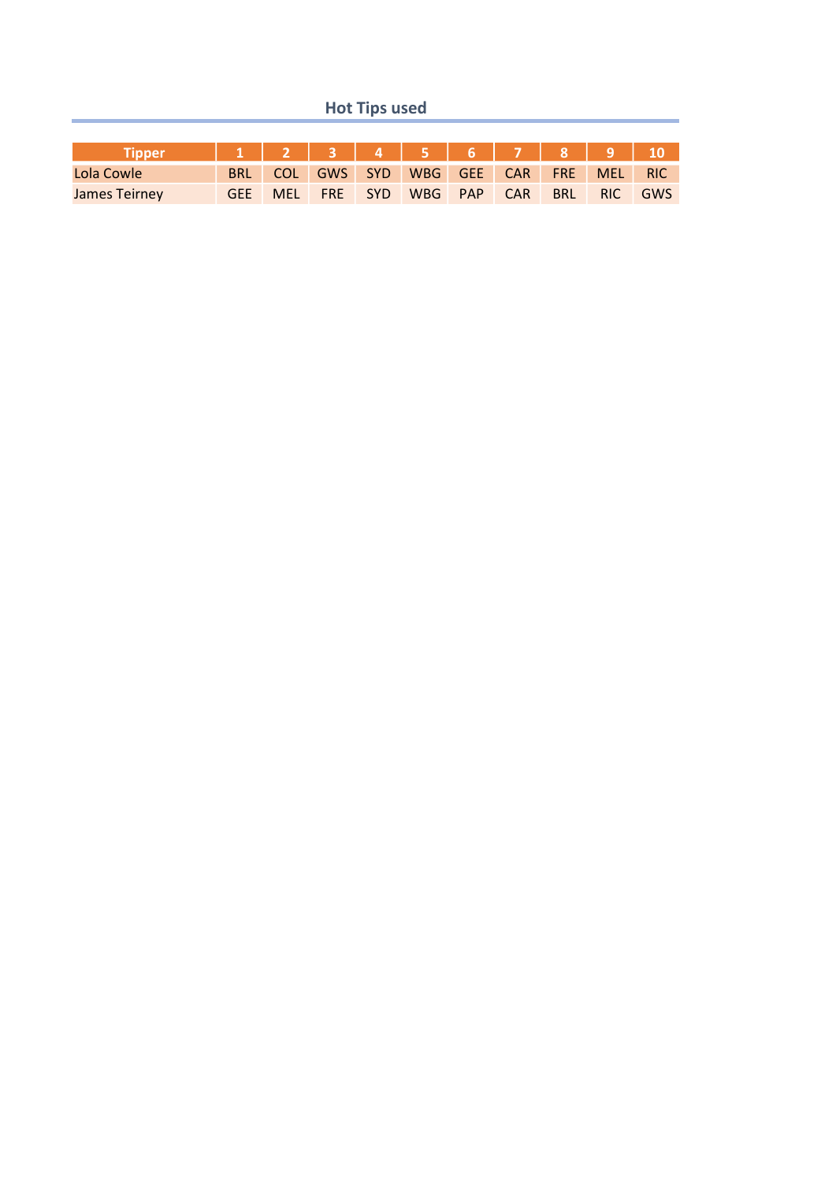## Hot Tips used

| Tipper | 1 | 2 | 3 | 4 | 5 | 6 | 7 | 8 | 9 | 10 |
|---|---|---|---|---|---|---|---|---|---|---|
| Lola Cowle | BRL | COL | GWS | SYD | WBG | GEE | CAR | FRE | MEL | RIC |
| James Teirney | GEE | MEL | FRE | SYD | WBG | PAP | CAR | BRL | RIC | GWS |